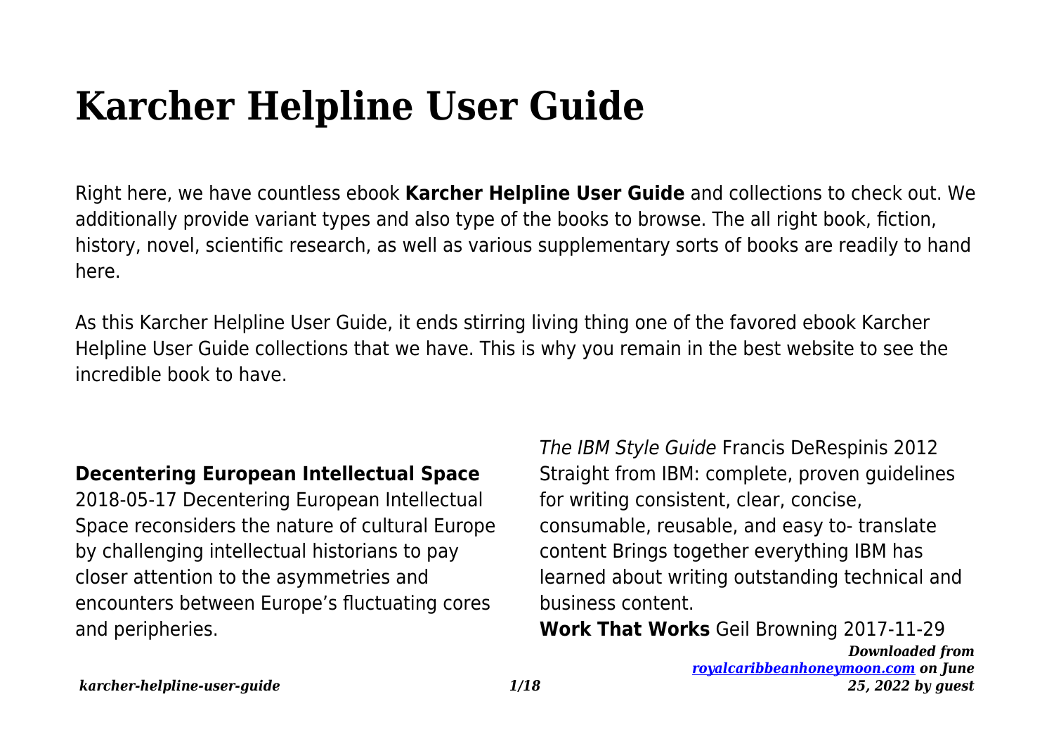# Karcher Helpline User Guide

Right here, we have countless ebook **Karcher Helpline User Guide** and collections to check out. We additionally provide variant types and also type of the books to browse. The all right book, fiction, history, novel, scientific research, as well as various supplementary sorts of books are readily to hand here.

As this Karcher Helpline User Guide, it ends stirring living thing one of the favored ebook Karcher Helpline User Guide collections that we have. This is why you remain in the best website to see the incredible book to have.

**Decentering European Intellectual Space** 2018-05-17 Decentering European Intellectual Space reconsiders the nature of cultural Europe by challenging intellectual historians to pay closer attention to the asymmetries and encounters between Europe's fluctuating cores and peripheries.

*The IBM Style Guide* Francis DeRespinis 2012 Straight from IBM: complete, proven guidelines for writing consistent, clear, concise, consumable, reusable, and easy to- translate content Brings together everything IBM has learned about writing outstanding technical and business content.

**Work That Works** Geil Browning 2017-11-29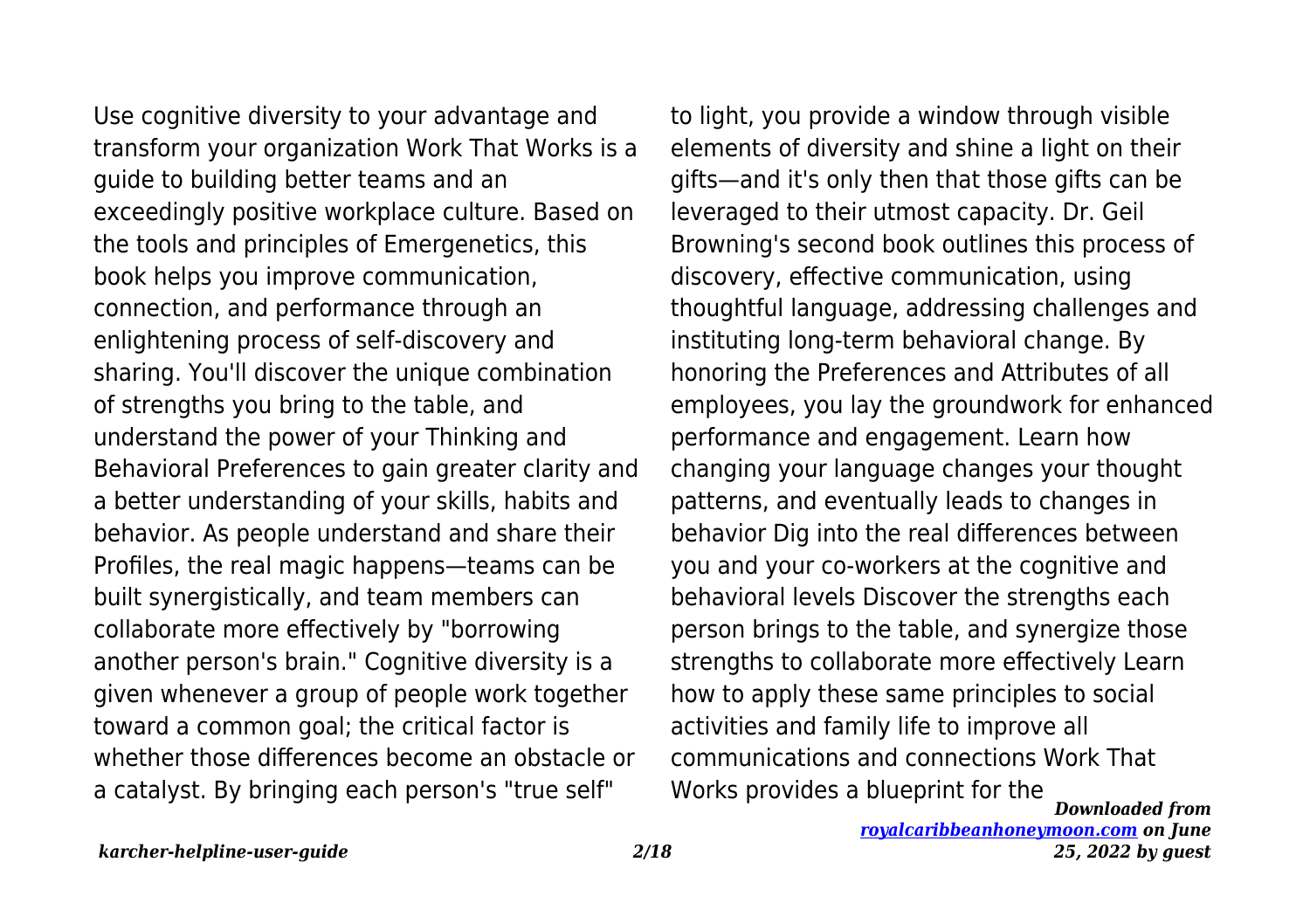Use cognitive diversity to your advantage and transform your organization Work That Works is a guide to building better teams and an exceedingly positive workplace culture. Based on the tools and principles of Emergenetics, this book helps you improve communication, connection, and performance through an enlightening process of self-discovery and sharing. You'll discover the unique combination of strengths you bring to the table, and understand the power of your Thinking and Behavioral Preferences to gain greater clarity and a better understanding of your skills, habits and behavior. As people understand and share their Profiles, the real magic happens—teams can be built synergistically, and team members can collaborate more effectively by "borrowing another person's brain." Cognitive diversity is a given whenever a group of people work together toward a common goal; the critical factor is whether those differences become an obstacle or a catalyst. By bringing each person's "true self" to light, you provide a window through visible elements of diversity and shine a light on their gifts—and it's only then that those gifts can be leveraged to their utmost capacity. Dr. Geil Browning's second book outlines this process of discovery, effective communication, using thoughtful language, addressing challenges and instituting long-term behavioral change. By honoring the Preferences and Attributes of all employees, you lay the groundwork for enhanced performance and engagement. Learn how changing your language changes your thought patterns, and eventually leads to changes in behavior Dig into the real differences between you and your co-workers at the cognitive and behavioral levels Discover the strengths each person brings to the table, and synergize those strengths to collaborate more effectively Learn how to apply these same principles to social activities and family life to improve all communications and connections Work That Works provides a blueprint for the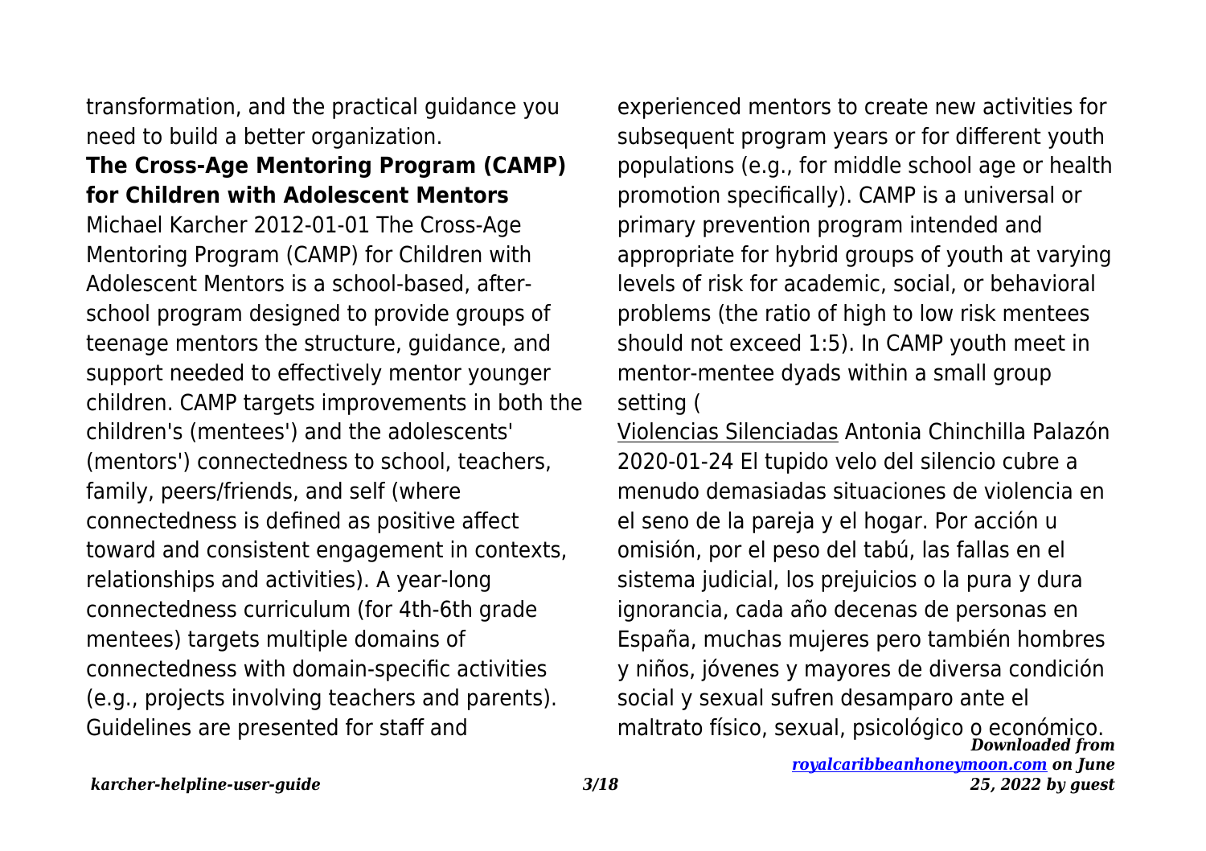transformation, and the practical guidance you need to build a better organization.

**The Cross-Age Mentoring Program (CAMP) for Children with Adolescent Mentors**

Michael Karcher 2012-01-01 The Cross-Age Mentoring Program (CAMP) for Children with Adolescent Mentors is a school-based, after-school program designed to provide groups of teenage mentors the structure, guidance, and support needed to effectively mentor younger children. CAMP targets improvements in both the children's (mentees') and the adolescents' (mentors') connectedness to school, teachers, family, peers/friends, and self (where connectedness is defined as positive affect toward and consistent engagement in contexts, relationships and activities). A year-long connectedness curriculum (for 4th-6th grade mentees) targets multiple domains of connectedness with domain-specific activities (e.g., projects involving teachers and parents). Guidelines are presented for staff and experienced mentors to create new activities for subsequent program years or for different youth populations (e.g., for middle school age or health promotion specifically). CAMP is a universal or primary prevention program intended and appropriate for hybrid groups of youth at varying levels of risk for academic, social, or behavioral problems (the ratio of high to low risk mentees should not exceed 1:5). In CAMP youth meet in mentor-mentee dyads within a small group setting (

Violencias Silenciadas Antonia Chinchilla Palazón 2020-01-24 El tupido velo del silencio cubre a menudo demasiadas situaciones de violencia en el seno de la pareja y el hogar. Por acción u omisión, por el peso del tabú, las fallas en el sistema judicial, los prejuicios o la pura y dura ignorancia, cada año decenas de personas en España, muchas mujeres pero también hombres y niños, jóvenes y mayores de diversa condición social y sexual sufren desamparo ante el maltrato físico, sexual, psicológico o económico.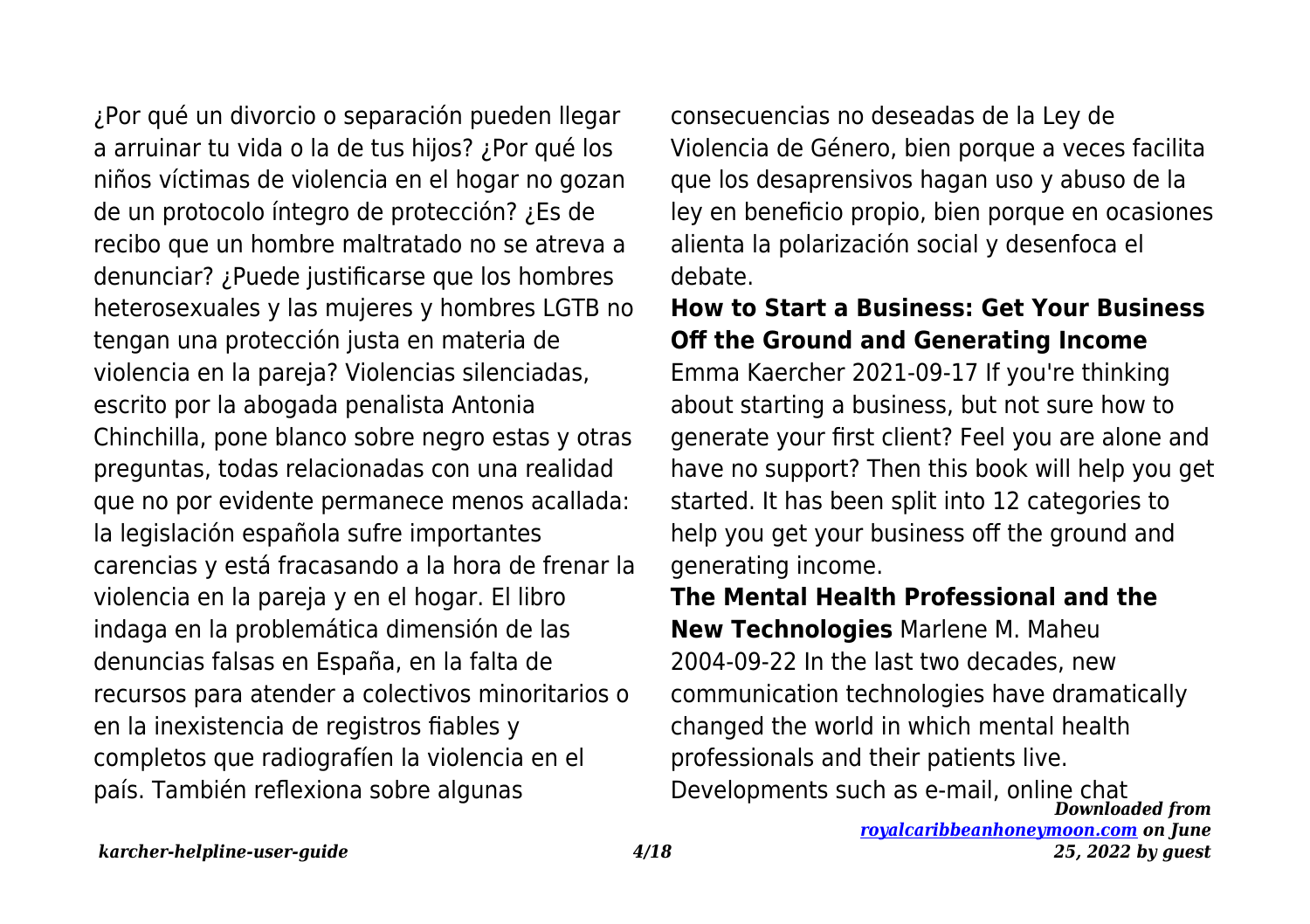¿Por qué un divorcio o separación pueden llegar a arruinar tu vida o la de tus hijos? ¿Por qué los niños víctimas de violencia en el hogar no gozan de un protocolo íntegro de protección? ¿Es de recibo que un hombre maltratado no se atreva a denunciar? ¿Puede justificarse que los hombres heterosexuales y las mujeres y hombres LGTB no tengan una protección justa en materia de violencia en la pareja? Violencias silenciadas, escrito por la abogada penalista Antonia Chinchilla, pone blanco sobre negro estas y otras preguntas, todas relacionadas con una realidad que no por evidente permanece menos acallada: la legislación española sufre importantes carencias y está fracasando a la hora de frenar la violencia en la pareja y en el hogar. El libro indaga en la problemática dimensión de las denuncias falsas en España, en la falta de recursos para atender a colectivos minoritarios o en la inexistencia de registros fiables y completos que radiografíen la violencia en el país. También reflexiona sobre algunas consecuencias no deseadas de la Ley de Violencia de Género, bien porque a veces facilita que los desaprensivos hagan uso y abuso de la ley en beneficio propio, bien porque en ocasiones alienta la polarización social y desenfoca el debate.

**How to Start a Business: Get Your Business Off the Ground and Generating Income** Emma Kaercher 2021-09-17 If you're thinking about starting a business, but not sure how to generate your first client? Feel you are alone and have no support? Then this book will help you get started. It has been split into 12 categories to help you get your business off the ground and generating income.

**The Mental Health Professional and the New Technologies** Marlene M. Maheu 2004-09-22 In the last two decades, new communication technologies have dramatically changed the world in which mental health professionals and their patients live. Developments such as e-mail, online chat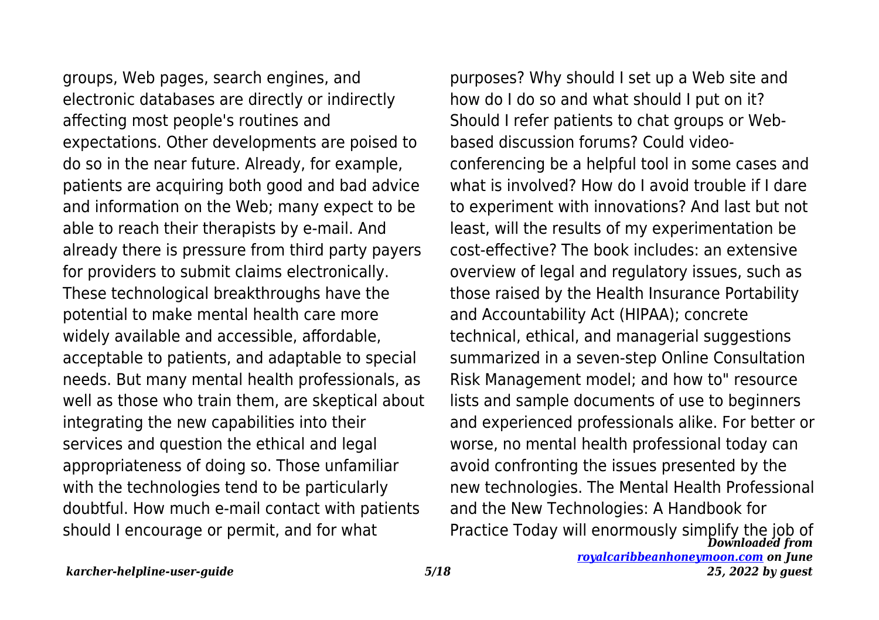groups, Web pages, search engines, and electronic databases are directly or indirectly affecting most people's routines and expectations. Other developments are poised to do so in the near future. Already, for example, patients are acquiring both good and bad advice and information on the Web; many expect to be able to reach their therapists by e-mail. And already there is pressure from third party payers for providers to submit claims electronically. These technological breakthroughs have the potential to make mental health care more widely available and accessible, affordable, acceptable to patients, and adaptable to special needs. But many mental health professionals, as well as those who train them, are skeptical about integrating the new capabilities into their services and question the ethical and legal appropriateness of doing so. Those unfamiliar with the technologies tend to be particularly doubtful. How much e-mail contact with patients should I encourage or permit, and for what purposes? Why should I set up a Web site and how do I do so and what should I put on it? Should I refer patients to chat groups or Web-based discussion forums? Could video-conferencing be a helpful tool in some cases and what is involved? How do I avoid trouble if I dare to experiment with innovations? And last but not least, will the results of my experimentation be cost-effective? The book includes: an extensive overview of legal and regulatory issues, such as those raised by the Health Insurance Portability and Accountability Act (HIPAA); concrete technical, ethical, and managerial suggestions summarized in a seven-step Online Consultation Risk Management model; and how to" resource lists and sample documents of use to beginners and experienced professionals alike. For better or worse, no mental health professional today can avoid confronting the issues presented by the new technologies. The Mental Health Professional and the New Technologies: A Handbook for Practice Today will enormously simplify the job of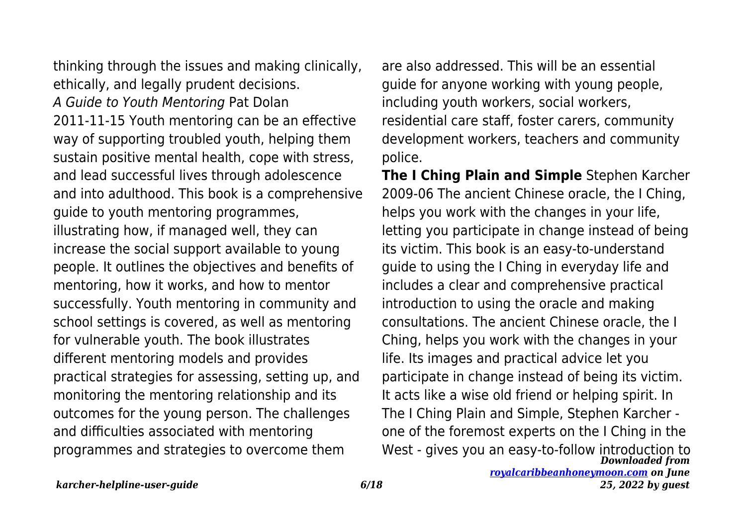thinking through the issues and making clinically, ethically, and legally prudent decisions.

*A Guide to Youth Mentoring* Pat Dolan 2011-11-15 Youth mentoring can be an effective way of supporting troubled youth, helping them sustain positive mental health, cope with stress, and lead successful lives through adolescence and into adulthood. This book is a comprehensive guide to youth mentoring programmes, illustrating how, if managed well, they can increase the social support available to young people. It outlines the objectives and benefits of mentoring, how it works, and how to mentor successfully. Youth mentoring in community and school settings is covered, as well as mentoring for vulnerable youth. The book illustrates different mentoring models and provides practical strategies for assessing, setting up, and monitoring the mentoring relationship and its outcomes for the young person. The challenges and difficulties associated with mentoring programmes and strategies to overcome them are also addressed. This will be an essential guide for anyone working with young people, including youth workers, social workers, residential care staff, foster carers, community development workers, teachers and community police.

**The I Ching Plain and Simple** Stephen Karcher 2009-06 The ancient Chinese oracle, the I Ching, helps you work with the changes in your life, letting you participate in change instead of being its victim. This book is an easy-to-understand guide to using the I Ching in everyday life and includes a clear and comprehensive practical introduction to using the oracle and making consultations. The ancient Chinese oracle, the I Ching, helps you work with the changes in your life. Its images and practical advice let you participate in change instead of being its victim. It acts like a wise old friend or helping spirit. In The I Ching Plain and Simple, Stephen Karcher - one of the foremost experts on the I Ching in the West - gives you an easy-to-follow introduction to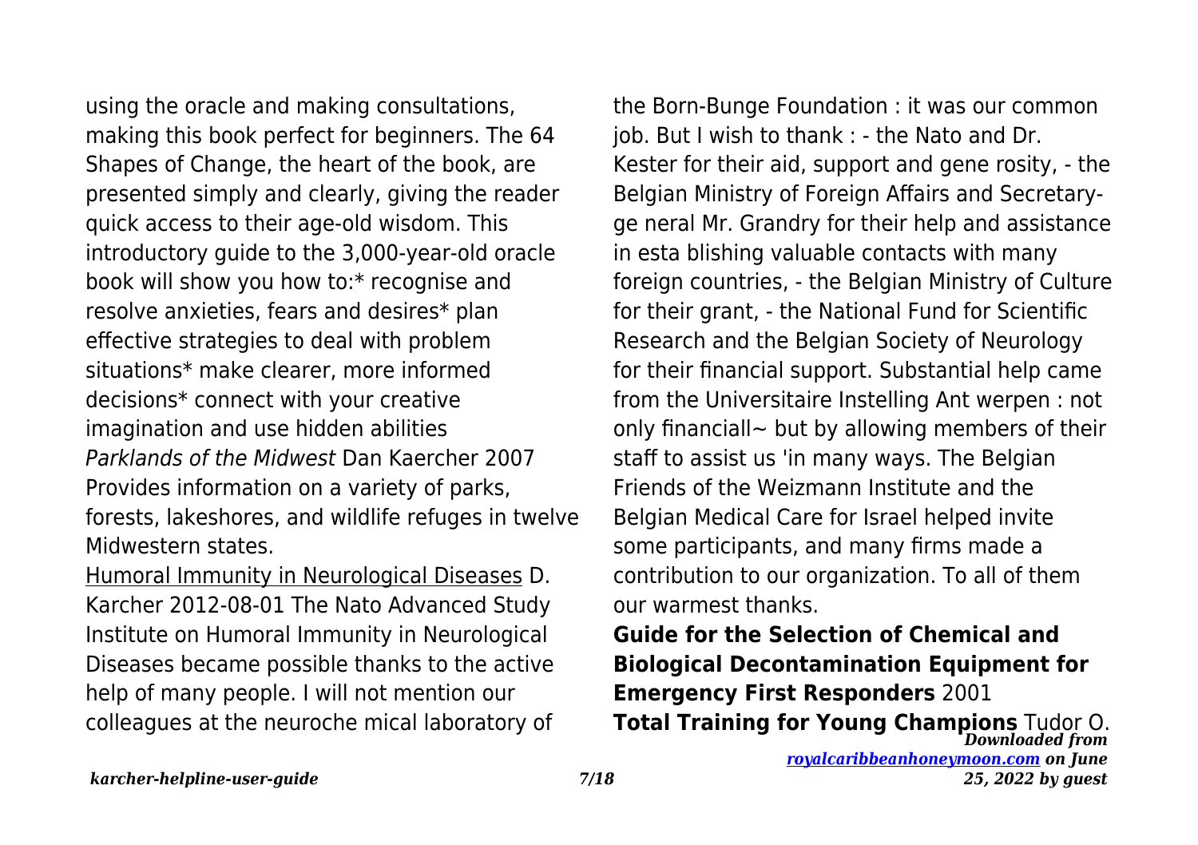using the oracle and making consultations, making this book perfect for beginners. The 64 Shapes of Change, the heart of the book, are presented simply and clearly, giving the reader quick access to their age-old wisdom. This introductory guide to the 3,000-year-old oracle book will show you how to:* recognise and resolve anxieties, fears and desires* plan effective strategies to deal with problem situations* make clearer, more informed decisions* connect with your creative imagination and use hidden abilities

*Parklands of the Midwest* Dan Kaercher 2007 Provides information on a variety of parks, forests, lakeshores, and wildlife refuges in twelve Midwestern states.

Humoral Immunity in Neurological Diseases D. Karcher 2012-08-01 The Nato Advanced Study Institute on Humoral Immunity in Neurological Diseases became possible thanks to the active help of many people. I will not mention our colleagues at the neuroche mical laboratory of the Born-Bunge Foundation : it was our common job. But I wish to thank : - the Nato and Dr. Kester for their aid, support and gene rosity, - the Belgian Ministry of Foreign Affairs and Secretary-ge neral Mr. Grandry for their help and assistance in esta blishing valuable contacts with many foreign countries, - the Belgian Ministry of Culture for their grant, - the National Fund for Scientific Research and the Belgian Society of Neurology for their financial support. Substantial help came from the Universitaire Instelling Ant werpen : not only financiall~ but by allowing members of their staff to assist us 'in many ways. The Belgian Friends of the Weizmann Institute and the Belgian Medical Care for Israel helped invite some participants, and many firms made a contribution to our organization. To all of them our warmest thanks.

**Guide for the Selection of Chemical and Biological Decontamination Equipment for Emergency First Responders** 2001

**Total Training for Young Champions** Tudor O.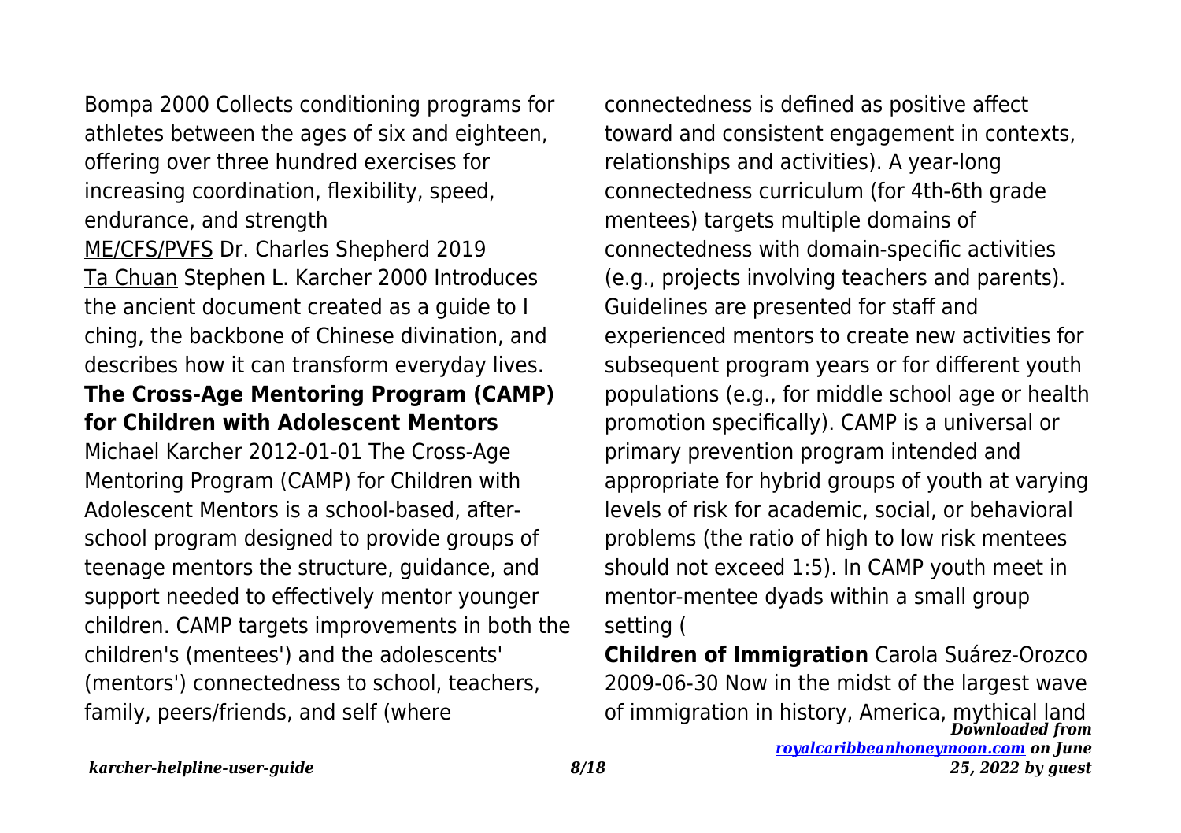Bompa 2000 Collects conditioning programs for athletes between the ages of six and eighteen, offering over three hundred exercises for increasing coordination, flexibility, speed, endurance, and strength

ME/CFS/PVFS Dr. Charles Shepherd 2019

Ta Chuan Stephen L. Karcher 2000 Introduces the ancient document created as a guide to I ching, the backbone of Chinese divination, and describes how it can transform everyday lives.

**The Cross-Age Mentoring Program (CAMP) for Children with Adolescent Mentors**

Michael Karcher 2012-01-01 The Cross-Age Mentoring Program (CAMP) for Children with Adolescent Mentors is a school-based, after-school program designed to provide groups of teenage mentors the structure, guidance, and support needed to effectively mentor younger children. CAMP targets improvements in both the children's (mentees') and the adolescents' (mentors') connectedness to school, teachers, family, peers/friends, and self (where connectedness is defined as positive affect toward and consistent engagement in contexts, relationships and activities). A year-long connectedness curriculum (for 4th-6th grade mentees) targets multiple domains of connectedness with domain-specific activities (e.g., projects involving teachers and parents). Guidelines are presented for staff and experienced mentors to create new activities for subsequent program years or for different youth populations (e.g., for middle school age or health promotion specifically). CAMP is a universal or primary prevention program intended and appropriate for hybrid groups of youth at varying levels of risk for academic, social, or behavioral problems (the ratio of high to low risk mentees should not exceed 1:5). In CAMP youth meet in mentor-mentee dyads within a small group setting (

**Children of Immigration** Carola Suárez-Orozco 2009-06-30 Now in the midst of the largest wave of immigration in history, America, mythical land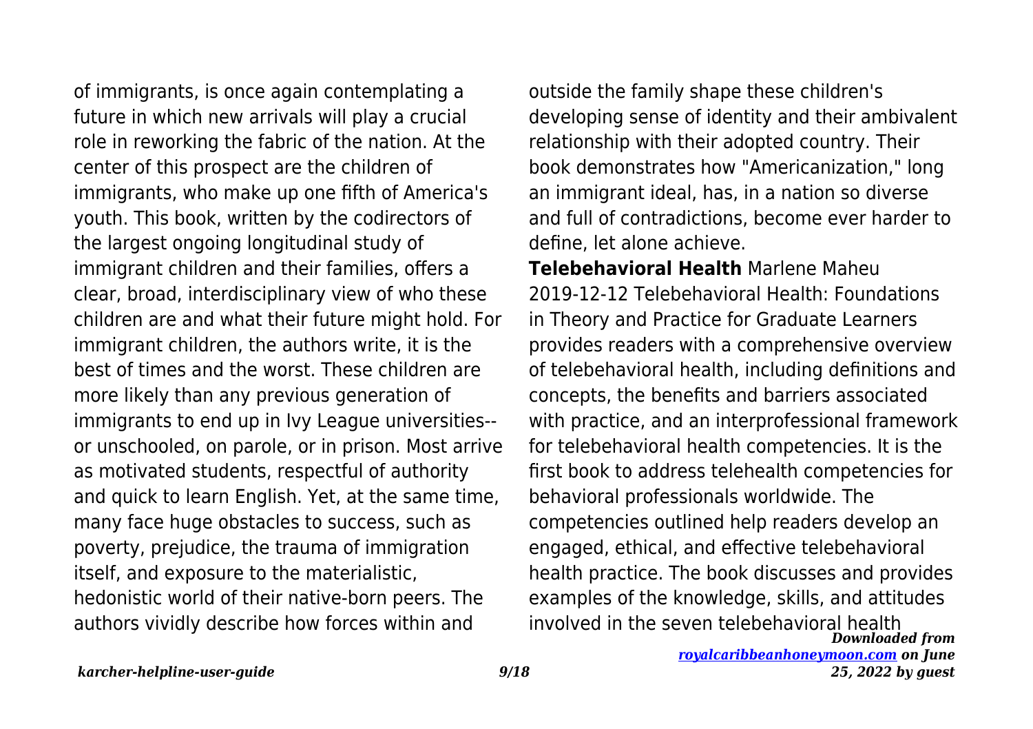of immigrants, is once again contemplating a future in which new arrivals will play a crucial role in reworking the fabric of the nation. At the center of this prospect are the children of immigrants, who make up one fifth of America's youth. This book, written by the codirectors of the largest ongoing longitudinal study of immigrant children and their families, offers a clear, broad, interdisciplinary view of who these children are and what their future might hold. For immigrant children, the authors write, it is the best of times and the worst. These children are more likely than any previous generation of immigrants to end up in Ivy League universities--or unschooled, on parole, or in prison. Most arrive as motivated students, respectful of authority and quick to learn English. Yet, at the same time, many face huge obstacles to success, such as poverty, prejudice, the trauma of immigration itself, and exposure to the materialistic, hedonistic world of their native-born peers. The authors vividly describe how forces within and outside the family shape these children's developing sense of identity and their ambivalent relationship with their adopted country. Their book demonstrates how "Americanization," long an immigrant ideal, has, in a nation so diverse and full of contradictions, become ever harder to define, let alone achieve.

**Telebehavioral Health** Marlene Maheu 2019-12-12 Telebehavioral Health: Foundations in Theory and Practice for Graduate Learners provides readers with a comprehensive overview of telebehavioral health, including definitions and concepts, the benefits and barriers associated with practice, and an interprofessional framework for telebehavioral health competencies. It is the first book to address telehealth competencies for behavioral professionals worldwide. The competencies outlined help readers develop an engaged, ethical, and effective telebehavioral health practice. The book discusses and provides examples of the knowledge, skills, and attitudes involved in the seven telebehavioral health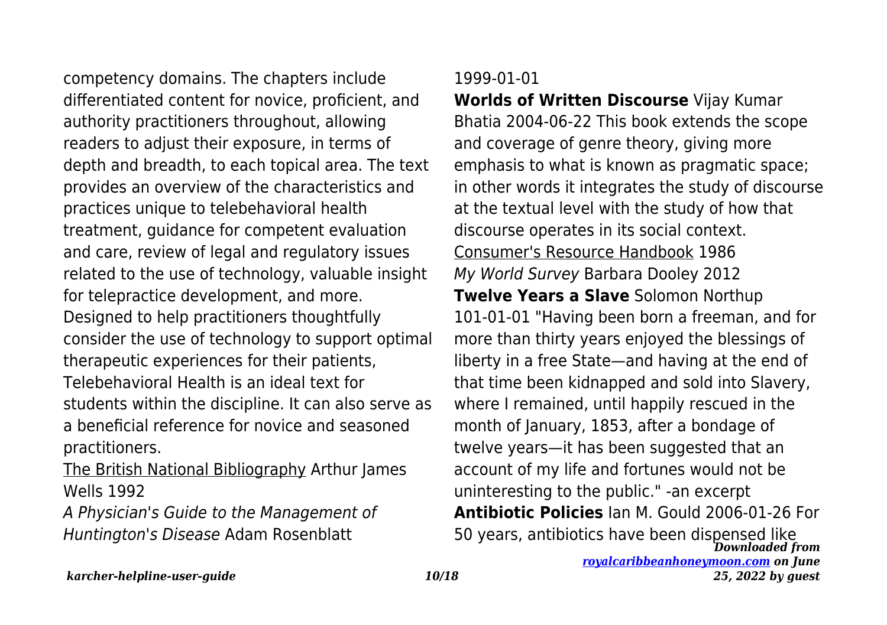competency domains. The chapters include differentiated content for novice, proficient, and authority practitioners throughout, allowing readers to adjust their exposure, in terms of depth and breadth, to each topical area. The text provides an overview of the characteristics and practices unique to telebehavioral health treatment, guidance for competent evaluation and care, review of legal and regulatory issues related to the use of technology, valuable insight for telepractice development, and more. Designed to help practitioners thoughtfully consider the use of technology to support optimal therapeutic experiences for their patients, Telebehavioral Health is an ideal text for students within the discipline. It can also serve as a beneficial reference for novice and seasoned practitioners.

The British National Bibliography Arthur James Wells 1992

*A Physician's Guide to the Management of Huntington's Disease* Adam Rosenblatt 1999-01-01

**Worlds of Written Discourse** Vijay Kumar Bhatia 2004-06-22 This book extends the scope and coverage of genre theory, giving more emphasis to what is known as pragmatic space; in other words it integrates the study of discourse at the textual level with the study of how that discourse operates in its social context.

Consumer's Resource Handbook 1986

*My World Survey* Barbara Dooley 2012

**Twelve Years a Slave** Solomon Northup 101-01-01 "Having been born a freeman, and for more than thirty years enjoyed the blessings of liberty in a free State—and having at the end of that time been kidnapped and sold into Slavery, where I remained, until happily rescued in the month of January, 1853, after a bondage of twelve years—it has been suggested that an account of my life and fortunes would not be uninteresting to the public." -an excerpt

**Antibiotic Policies** Ian M. Gould 2006-01-26 For 50 years, antibiotics have been dispensed like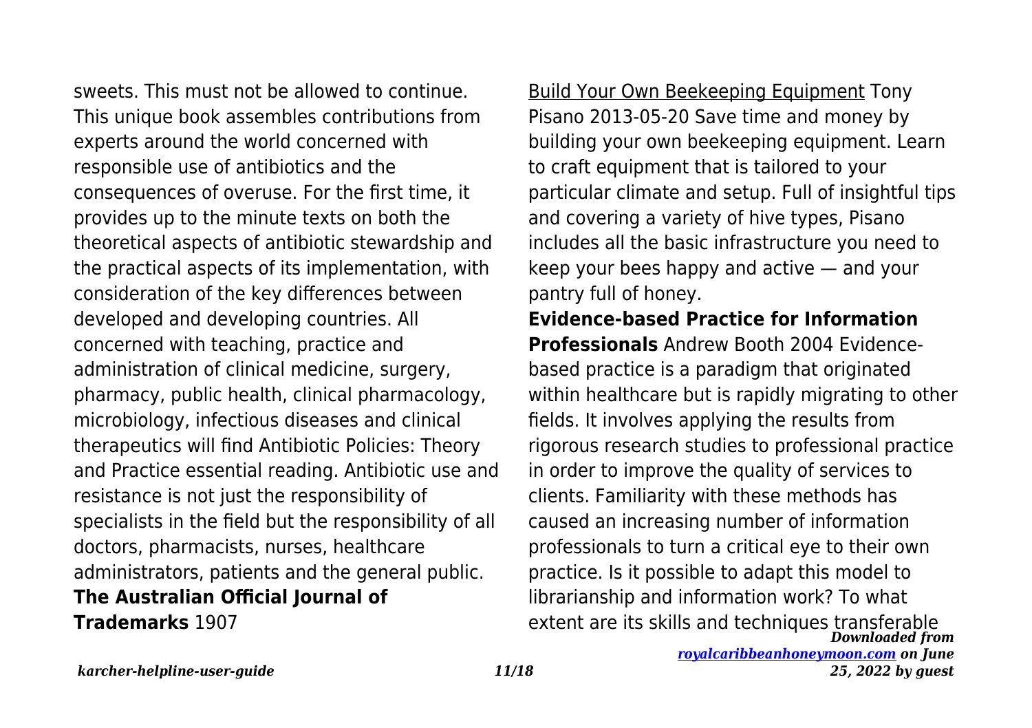sweets. This must not be allowed to continue. This unique book assembles contributions from experts around the world concerned with responsible use of antibiotics and the consequences of overuse. For the first time, it provides up to the minute texts on both the theoretical aspects of antibiotic stewardship and the practical aspects of its implementation, with consideration of the key differences between developed and developing countries. All concerned with teaching, practice and administration of clinical medicine, surgery, pharmacy, public health, clinical pharmacology, microbiology, infectious diseases and clinical therapeutics will find Antibiotic Policies: Theory and Practice essential reading. Antibiotic use and resistance is not just the responsibility of specialists in the field but the responsibility of all doctors, pharmacists, nurses, healthcare administrators, patients and the general public.

**The Australian Official Journal of Trademarks** 1907

Build Your Own Beekeeping Equipment Tony Pisano 2013-05-20 Save time and money by building your own beekeeping equipment. Learn to craft equipment that is tailored to your particular climate and setup. Full of insightful tips and covering a variety of hive types, Pisano includes all the basic infrastructure you need to keep your bees happy and active — and your pantry full of honey.

**Evidence-based Practice for Information Professionals** Andrew Booth 2004 Evidence-based practice is a paradigm that originated within healthcare but is rapidly migrating to other fields. It involves applying the results from rigorous research studies to professional practice in order to improve the quality of services to clients. Familiarity with these methods has caused an increasing number of information professionals to turn a critical eye to their own practice. Is it possible to adapt this model to librarianship and information work? To what extent are its skills and techniques transferable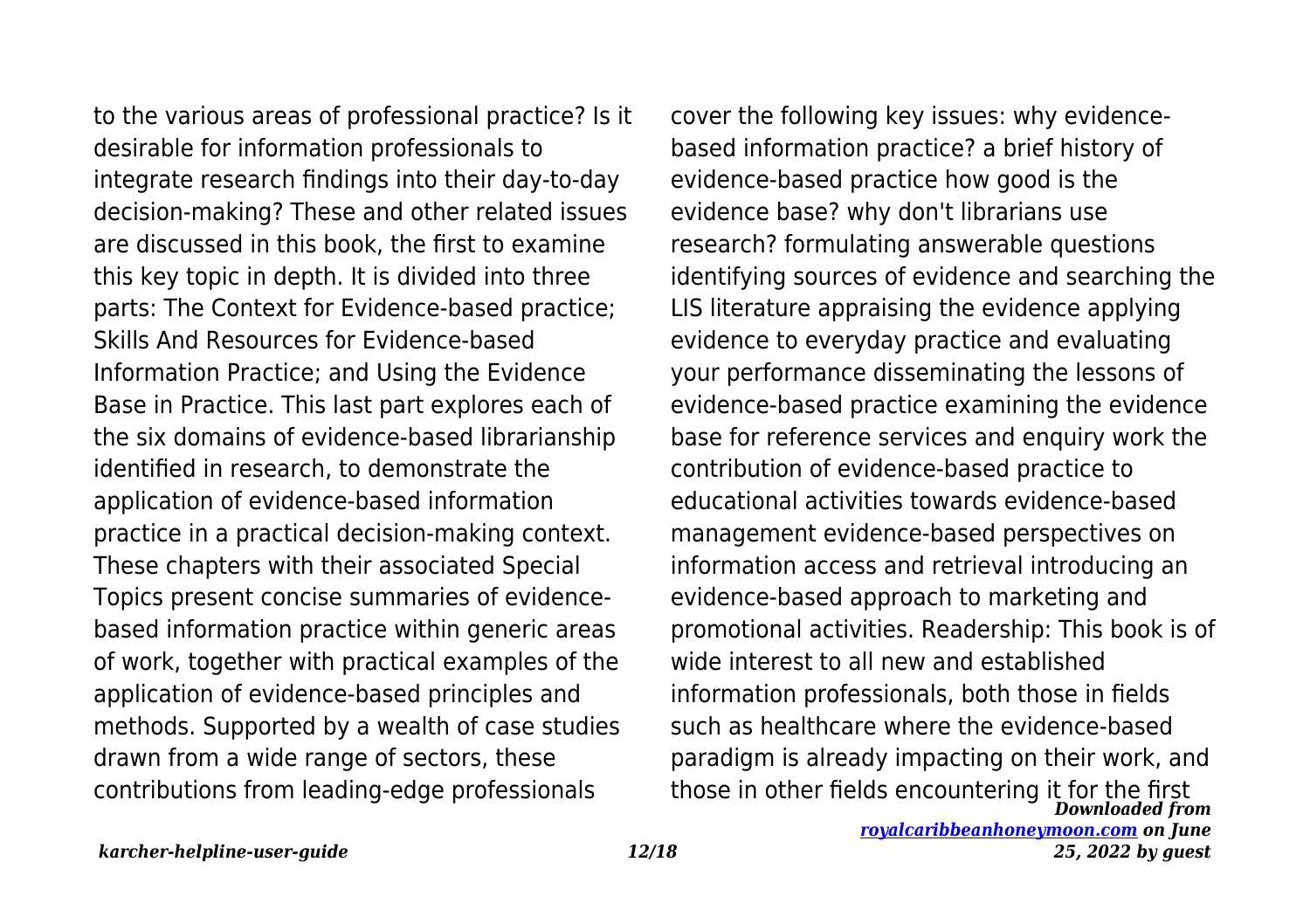to the various areas of professional practice? Is it desirable for information professionals to integrate research findings into their day-to-day decision-making? These and other related issues are discussed in this book, the first to examine this key topic in depth. It is divided into three parts: The Context for Evidence-based practice; Skills And Resources for Evidence-based Information Practice; and Using the Evidence Base in Practice. This last part explores each of the six domains of evidence-based librarianship identified in research, to demonstrate the application of evidence-based information practice in a practical decision-making context. These chapters with their associated Special Topics present concise summaries of evidence-based information practice within generic areas of work, together with practical examples of the application of evidence-based principles and methods. Supported by a wealth of case studies drawn from a wide range of sectors, these contributions from leading-edge professionals cover the following key issues: why evidence-based information practice? a brief history of evidence-based practice how good is the evidence base? why don't librarians use research? formulating answerable questions identifying sources of evidence and searching the LIS literature appraising the evidence applying evidence to everyday practice and evaluating your performance disseminating the lessons of evidence-based practice examining the evidence base for reference services and enquiry work the contribution of evidence-based practice to educational activities towards evidence-based management evidence-based perspectives on information access and retrieval introducing an evidence-based approach to marketing and promotional activities. Readership: This book is of wide interest to all new and established information professionals, both those in fields such as healthcare where the evidence-based paradigm is already impacting on their work, and those in other fields encountering it for the first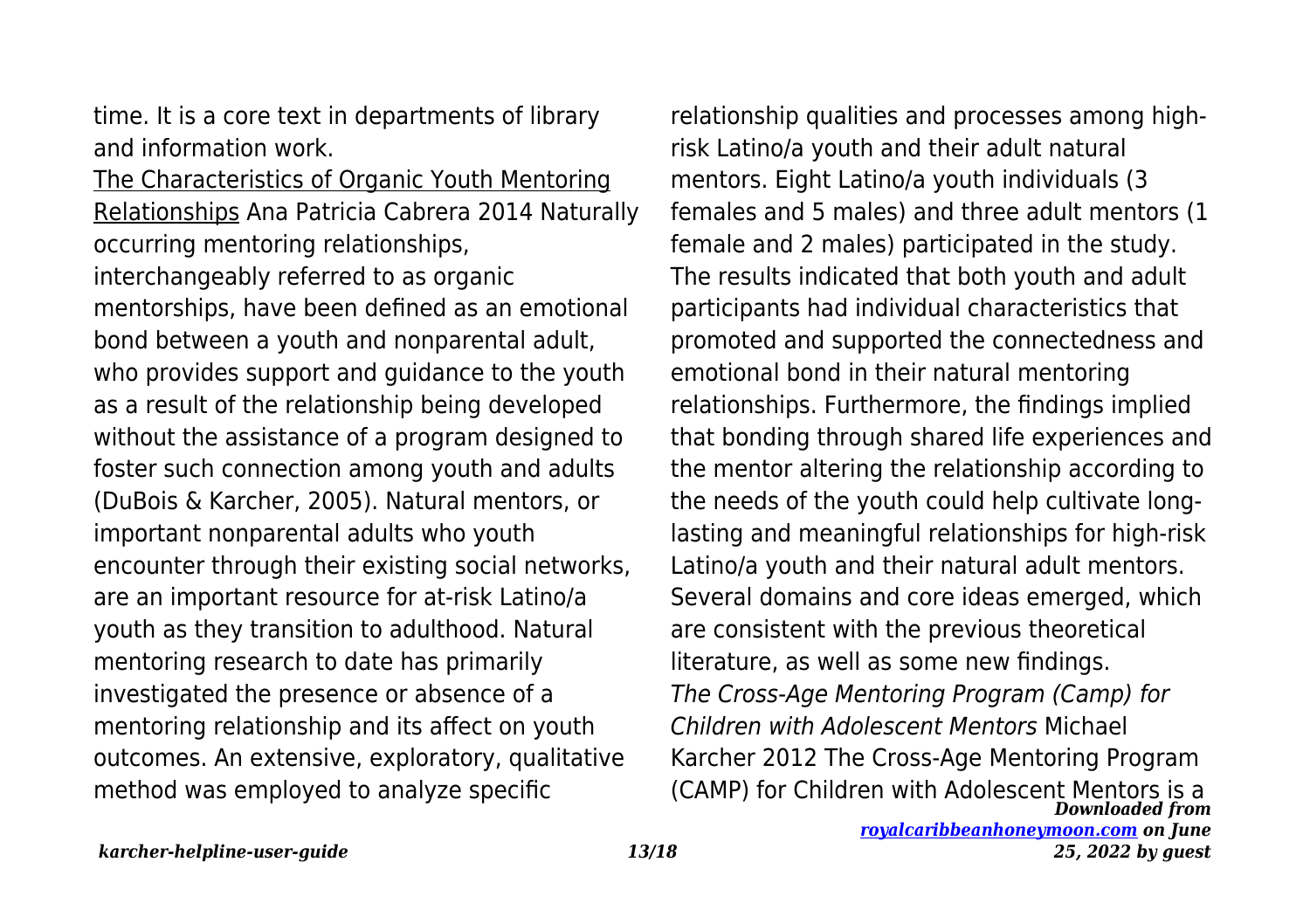time. It is a core text in departments of library and information work.

The Characteristics of Organic Youth Mentoring Relationships Ana Patricia Cabrera 2014 Naturally occurring mentoring relationships, interchangeably referred to as organic mentorships, have been defined as an emotional bond between a youth and nonparental adult, who provides support and guidance to the youth as a result of the relationship being developed without the assistance of a program designed to foster such connection among youth and adults (DuBois & Karcher, 2005). Natural mentors, or important nonparental adults who youth encounter through their existing social networks, are an important resource for at-risk Latino/a youth as they transition to adulthood. Natural mentoring research to date has primarily investigated the presence or absence of a mentoring relationship and its affect on youth outcomes. An extensive, exploratory, qualitative method was employed to analyze specific relationship qualities and processes among high-risk Latino/a youth and their adult natural mentors. Eight Latino/a youth individuals (3 females and 5 males) and three adult mentors (1 female and 2 males) participated in the study. The results indicated that both youth and adult participants had individual characteristics that promoted and supported the connectedness and emotional bond in their natural mentoring relationships. Furthermore, the findings implied that bonding through shared life experiences and the mentor altering the relationship according to the needs of the youth could help cultivate long-lasting and meaningful relationships for high-risk Latino/a youth and their natural adult mentors. Several domains and core ideas emerged, which are consistent with the previous theoretical literature, as well as some new findings.

*The Cross-Age Mentoring Program (Camp) for Children with Adolescent Mentors* Michael Karcher 2012 The Cross-Age Mentoring Program (CAMP) for Children with Adolescent Mentors is a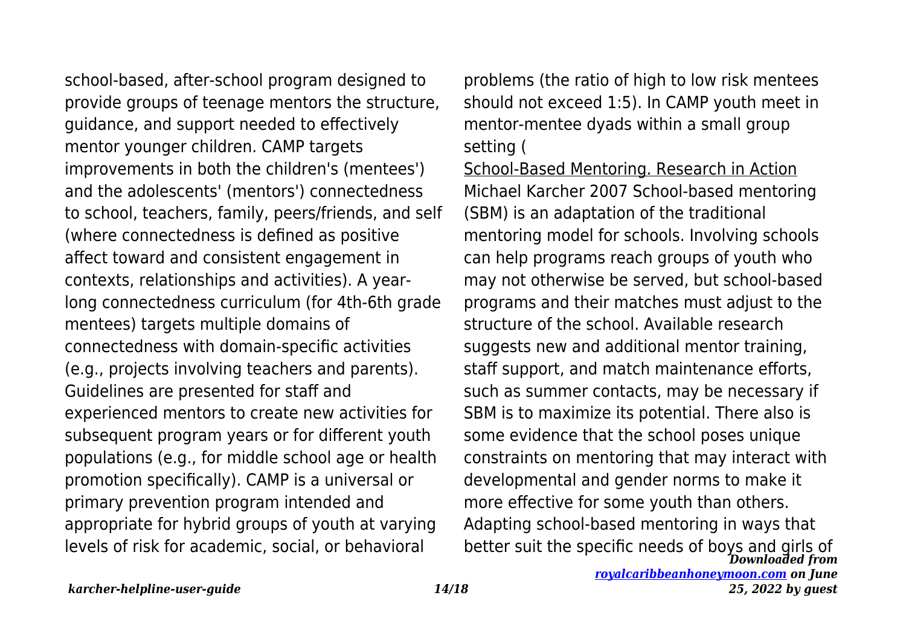school-based, after-school program designed to provide groups of teenage mentors the structure, guidance, and support needed to effectively mentor younger children. CAMP targets improvements in both the children's (mentees') and the adolescents' (mentors') connectedness to school, teachers, family, peers/friends, and self (where connectedness is defined as positive affect toward and consistent engagement in contexts, relationships and activities). A year-long connectedness curriculum (for 4th-6th grade mentees) targets multiple domains of connectedness with domain-specific activities (e.g., projects involving teachers and parents). Guidelines are presented for staff and experienced mentors to create new activities for subsequent program years or for different youth populations (e.g., for middle school age or health promotion specifically). CAMP is a universal or primary prevention program intended and appropriate for hybrid groups of youth at varying levels of risk for academic, social, or behavioral problems (the ratio of high to low risk mentees should not exceed 1:5). In CAMP youth meet in mentor-mentee dyads within a small group setting (

School-Based Mentoring. Research in Action Michael Karcher 2007 School-based mentoring (SBM) is an adaptation of the traditional mentoring model for schools. Involving schools can help programs reach groups of youth who may not otherwise be served, but school-based programs and their matches must adjust to the structure of the school. Available research suggests new and additional mentor training, staff support, and match maintenance efforts, such as summer contacts, may be necessary if SBM is to maximize its potential. There also is some evidence that the school poses unique constraints on mentoring that may interact with developmental and gender norms to make it more effective for some youth than others. Adapting school-based mentoring in ways that better suit the specific needs of boys and girls of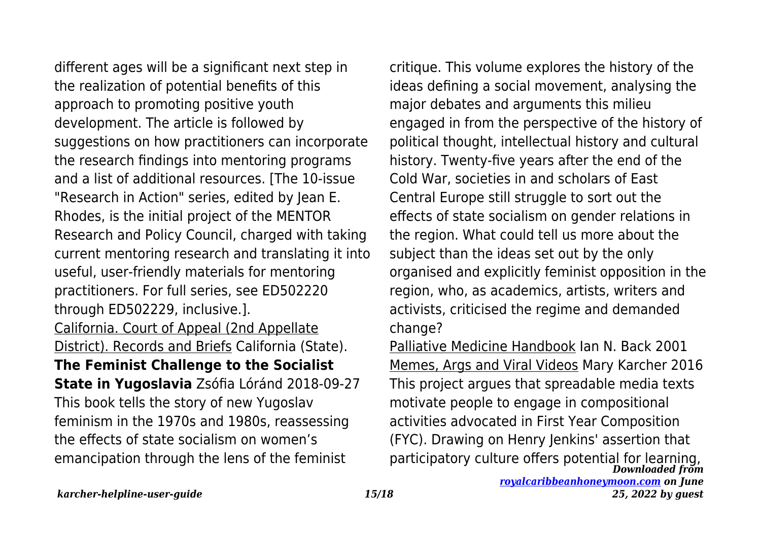different ages will be a significant next step in the realization of potential benefits of this approach to promoting positive youth development. The article is followed by suggestions on how practitioners can incorporate the research findings into mentoring programs and a list of additional resources. [The 10-issue "Research in Action" series, edited by Jean E. Rhodes, is the initial project of the MENTOR Research and Policy Council, charged with taking current mentoring research and translating it into useful, user-friendly materials for mentoring practitioners. For full series, see ED502220 through ED502229, inclusive.].

California. Court of Appeal (2nd Appellate District). Records and Briefs California (State).

**The Feminist Challenge to the Socialist State in Yugoslavia** Zsófia Lóránd 2018-09-27 This book tells the story of new Yugoslav feminism in the 1970s and 1980s, reassessing the effects of state socialism on women's emancipation through the lens of the feminist critique. This volume explores the history of the ideas defining a social movement, analysing the major debates and arguments this milieu engaged in from the perspective of the history of political thought, intellectual history and cultural history. Twenty-five years after the end of the Cold War, societies in and scholars of East Central Europe still struggle to sort out the effects of state socialism on gender relations in the region. What could tell us more about the subject than the ideas set out by the only organised and explicitly feminist opposition in the region, who, as academics, artists, writers and activists, criticised the regime and demanded change?

Palliative Medicine Handbook Ian N. Back 2001

Memes, Args and Viral Videos Mary Karcher 2016 This project argues that spreadable media texts motivate people to engage in compositional activities advocated in First Year Composition (FYC). Drawing on Henry Jenkins' assertion that participatory culture offers potential for learning,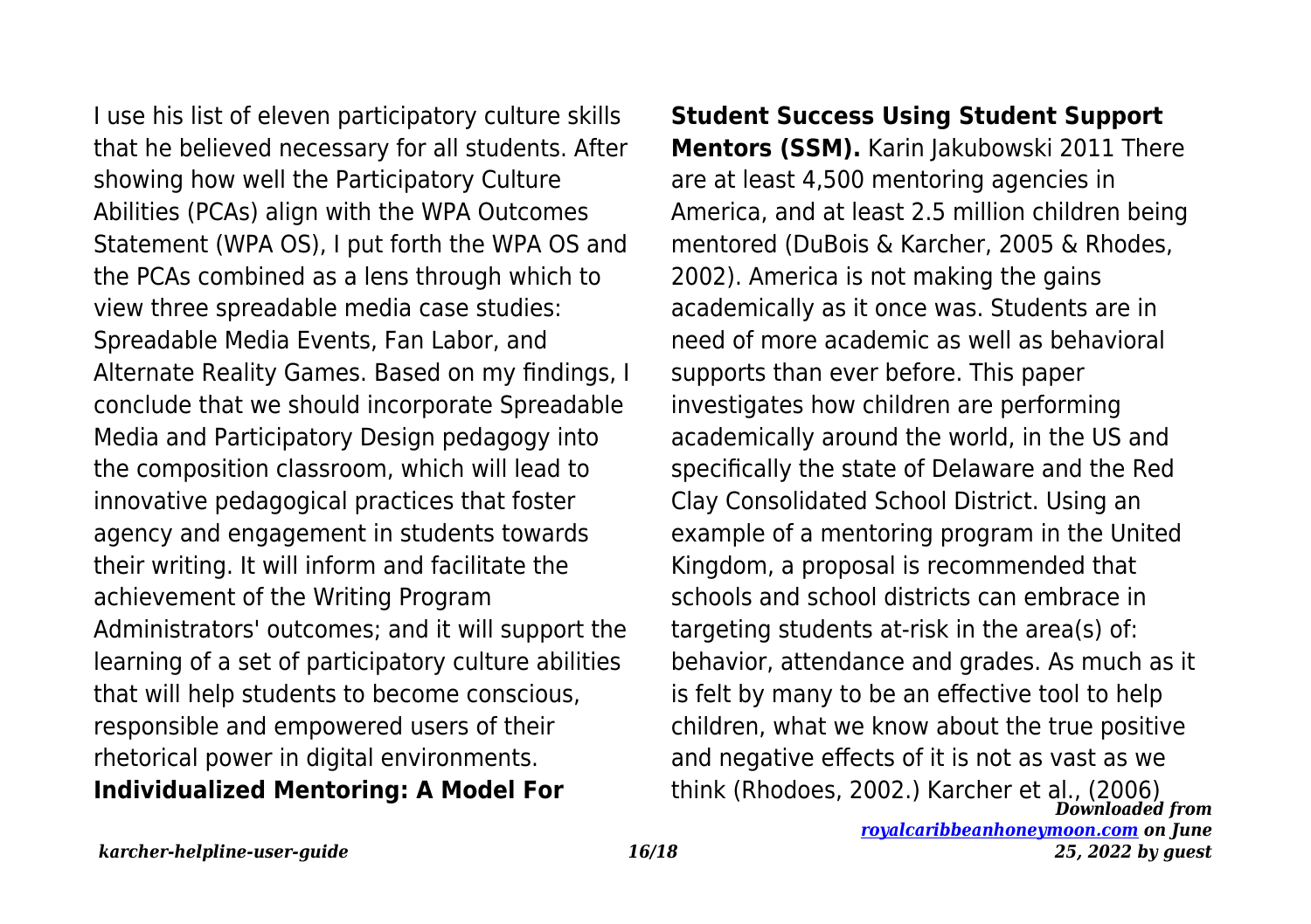I use his list of eleven participatory culture skills that he believed necessary for all students. After showing how well the Participatory Culture Abilities (PCAs) align with the WPA Outcomes Statement (WPA OS), I put forth the WPA OS and the PCAs combined as a lens through which to view three spreadable media case studies: Spreadable Media Events, Fan Labor, and Alternate Reality Games. Based on my findings, I conclude that we should incorporate Spreadable Media and Participatory Design pedagogy into the composition classroom, which will lead to innovative pedagogical practices that foster agency and engagement in students towards their writing. It will inform and facilitate the achievement of the Writing Program Administrators' outcomes; and it will support the learning of a set of participatory culture abilities that will help students to become conscious, responsible and empowered users of their rhetorical power in digital environments.

**Individualized Mentoring: A Model For Student Success Using Student Support Mentors (SSM).** Karin Jakubowski 2011 There are at least 4,500 mentoring agencies in America, and at least 2.5 million children being mentored (DuBois & Karcher, 2005 & Rhodes, 2002). America is not making the gains academically as it once was. Students are in need of more academic as well as behavioral supports than ever before. This paper investigates how children are performing academically around the world, in the US and specifically the state of Delaware and the Red Clay Consolidated School District. Using an example of a mentoring program in the United Kingdom, a proposal is recommended that schools and school districts can embrace in targeting students at-risk in the area(s) of: behavior, attendance and grades. As much as it is felt by many to be an effective tool to help children, what we know about the true positive and negative effects of it is not as vast as we think (Rhodoes, 2002.) Karcher et al., (2006)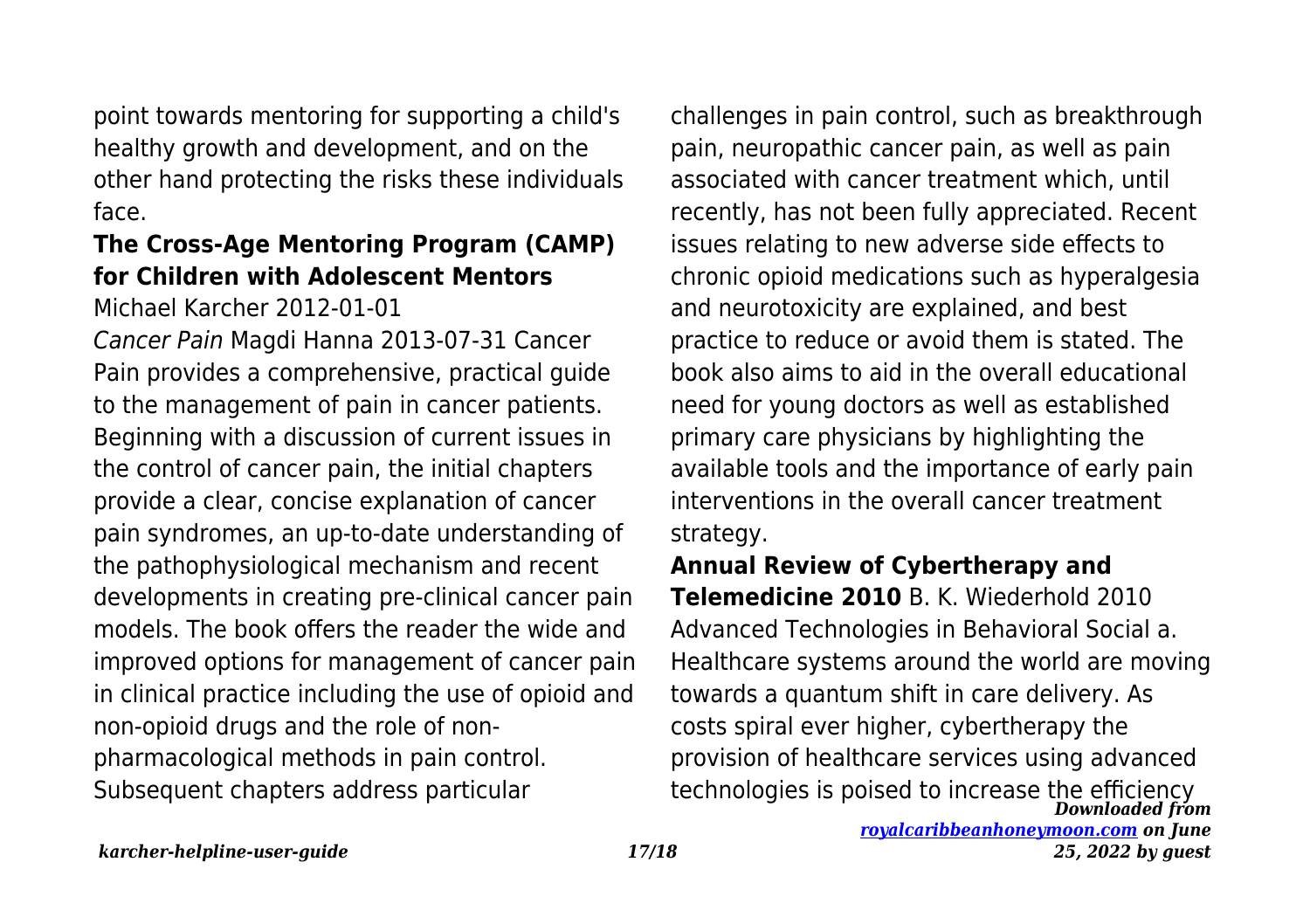point towards mentoring for supporting a child's healthy growth and development, and on the other hand protecting the risks these individuals face.

**The Cross-Age Mentoring Program (CAMP) for Children with Adolescent Mentors**

Michael Karcher 2012-01-01

*Cancer Pain* Magdi Hanna 2013-07-31 Cancer Pain provides a comprehensive, practical guide to the management of pain in cancer patients. Beginning with a discussion of current issues in the control of cancer pain, the initial chapters provide a clear, concise explanation of cancer pain syndromes, an up-to-date understanding of the pathophysiological mechanism and recent developments in creating pre-clinical cancer pain models. The book offers the reader the wide and improved options for management of cancer pain in clinical practice including the use of opioid and non-opioid drugs and the role of non-pharmacological methods in pain control. Subsequent chapters address particular challenges in pain control, such as breakthrough pain, neuropathic cancer pain, as well as pain associated with cancer treatment which, until recently, has not been fully appreciated. Recent issues relating to new adverse side effects to chronic opioid medications such as hyperalgesia and neurotoxicity are explained, and best practice to reduce or avoid them is stated. The book also aims to aid in the overall educational need for young doctors as well as established primary care physicians by highlighting the available tools and the importance of early pain interventions in the overall cancer treatment strategy.

**Annual Review of Cybertherapy and Telemedicine 2010** B. K. Wiederhold 2010 Advanced Technologies in Behavioral Social a. Healthcare systems around the world are moving towards a quantum shift in care delivery. As costs spiral ever higher, cybertherapy the provision of healthcare services using advanced technologies is poised to increase the efficiency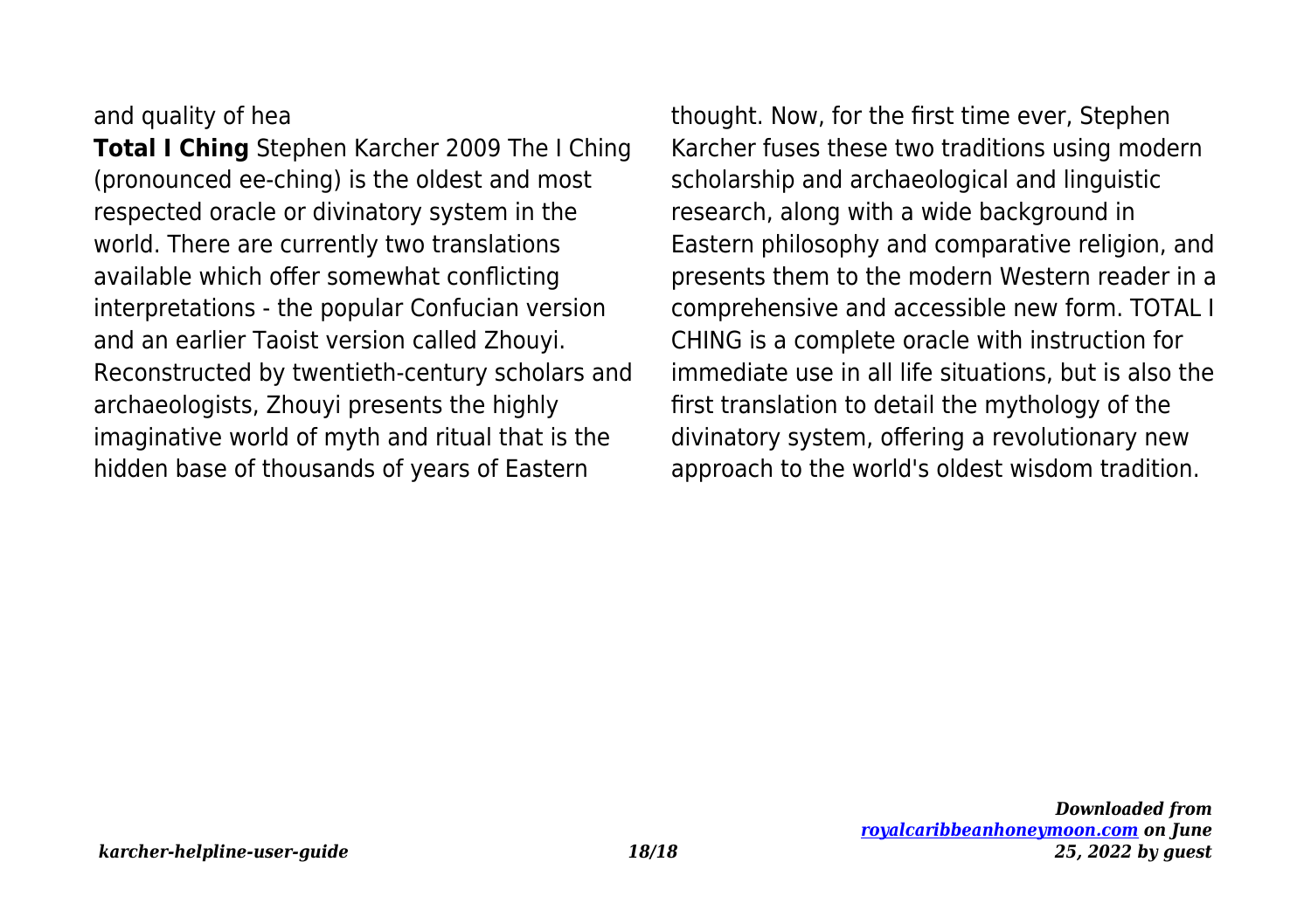and quality of hea

**Total I Ching** Stephen Karcher 2009 The I Ching (pronounced ee-ching) is the oldest and most respected oracle or divinatory system in the world. There are currently two translations available which offer somewhat conflicting interpretations - the popular Confucian version and an earlier Taoist version called Zhouyi. Reconstructed by twentieth-century scholars and archaeologists, Zhouyi presents the highly imaginative world of myth and ritual that is the hidden base of thousands of years of Eastern thought. Now, for the first time ever, Stephen Karcher fuses these two traditions using modern scholarship and archaeological and linguistic research, along with a wide background in Eastern philosophy and comparative religion, and presents them to the modern Western reader in a comprehensive and accessible new form. TOTAL I CHING is a complete oracle with instruction for immediate use in all life situations, but is also the first translation to detail the mythology of the divinatory system, offering a revolutionary new approach to the world's oldest wisdom tradition.